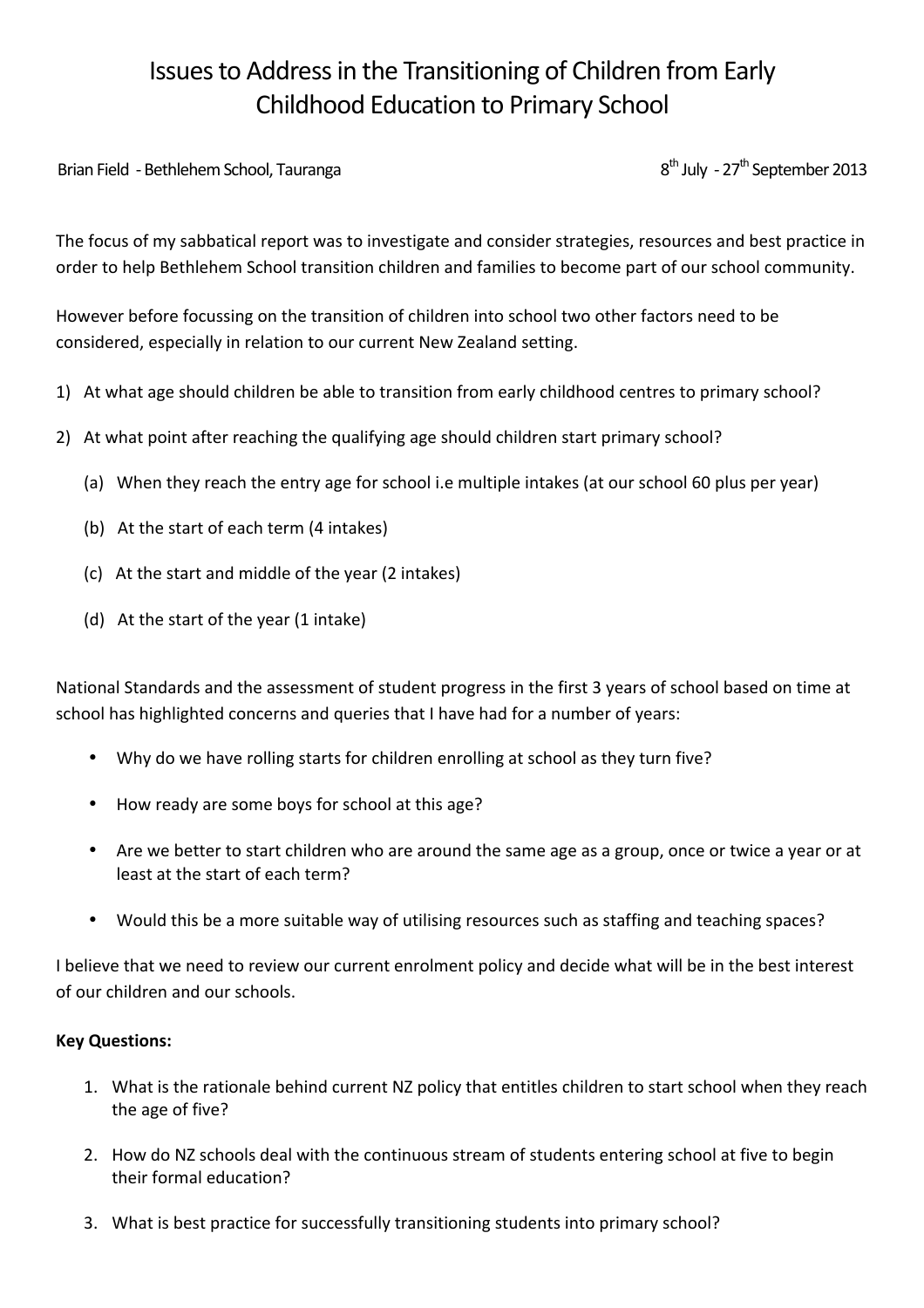# Issues to Address in the Transitioning of Children from Early Childhood Education to Primary School

Brian Field - Bethlehem School, Tauranga

8th July - 27th September 2013

The focus of my sabbatical report was to investigate and consider strategies, resources and best practice in order to help Bethlehem School transition children and families to become part of our school community.

However before focussing on the transition of children into school two other factors need to be considered, especially in relation to our current New Zealand setting.

1) At what age should children be able to transition from early childhood centres to primary school?

2) At what point after reaching the qualifying age should children start primary school?

   (a) When they reach the entry age for school i.e multiple intakes (at our school 60 plus per year)

   (b) At the start of each term (4 intakes)

   (c) At the start and middle of the year (2 intakes)

   (d) At the start of the year (1 intake)

National Standards and the assessment of student progress in the first 3 years of school based on time at school has highlighted concerns and queries that I have had for a number of years:

- Why do we have rolling starts for children enrolling at school as they turn five?
- How ready are some boys for school at this age?
- Are we better to start children who are around the same age as a group, once or twice a year or at least at the start of each term?
- Would this be a more suitable way of utilising resources such as staffing and teaching spaces?

I believe that we need to review our current enrolment policy and decide what will be in the best interest of our children and our schools.

**Key Questions:**

1. What is the rationale behind current NZ policy that entitles children to start school when they reach the age of five?
2. How do NZ schools deal with the continuous stream of students entering school at five to begin their formal education?
3. What is best practice for successfully transitioning students into primary school?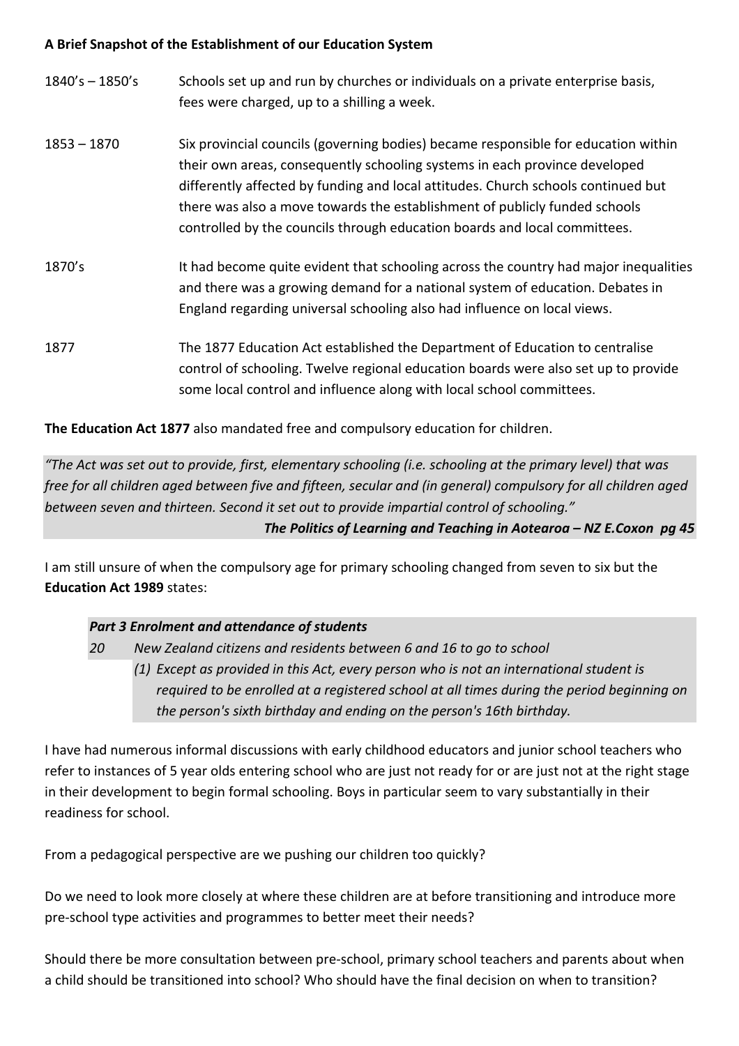**A Brief Snapshot of the Establishment of our Education System**

| | |
|---|---|
| 1840's – 1850's | Schools set up and run by churches or individuals on a private enterprise basis, fees were charged, up to a shilling a week. |
| 1853 – 1870 | Six provincial councils (governing bodies) became responsible for education within their own areas, consequently schooling systems in each province developed differently affected by funding and local attitudes. Church schools continued but there was also a move towards the establishment of publicly funded schools controlled by the councils through education boards and local committees. |
| 1870's | It had become quite evident that schooling across the country had major inequalities and there was a growing demand for a national system of education. Debates in England regarding universal schooling also had influence on local views. |
| 1877 | The 1877 Education Act established the Department of Education to centralise control of schooling. Twelve regional education boards were also set up to provide some local control and influence along with local school committees. |

**The Education Act 1877** also mandated free and compulsory education for children.

> *"The Act was set out to provide, first, elementary schooling (i.e. schooling at the primary level) that was free for all children aged between five and fifteen, secular and (in general) compulsory for all children aged between seven and thirteen. Second it set out to provide impartial control of schooling."*
>
> ***The Politics of Learning and Teaching in Aotearoa – NZ E.Coxon pg 45***

I am still unsure of when the compulsory age for primary schooling changed from seven to six but the **Education Act 1989** states:

> ***Part 3 Enrolment and attendance of students***
>
> *20 New Zealand citizens and residents between 6 and 16 to go to school*
>
> *(1) Except as provided in this Act, every person who is not an international student is required to be enrolled at a registered school at all times during the period beginning on the person's sixth birthday and ending on the person's 16th birthday.*

I have had numerous informal discussions with early childhood educators and junior school teachers who refer to instances of 5 year olds entering school who are just not ready for or are just not at the right stage in their development to begin formal schooling. Boys in particular seem to vary substantially in their readiness for school.

From a pedagogical perspective are we pushing our children too quickly?

Do we need to look more closely at where these children are at before transitioning and introduce more pre-school type activities and programmes to better meet their needs?

Should there be more consultation between pre-school, primary school teachers and parents about when a child should be transitioned into school? Who should have the final decision on when to transition?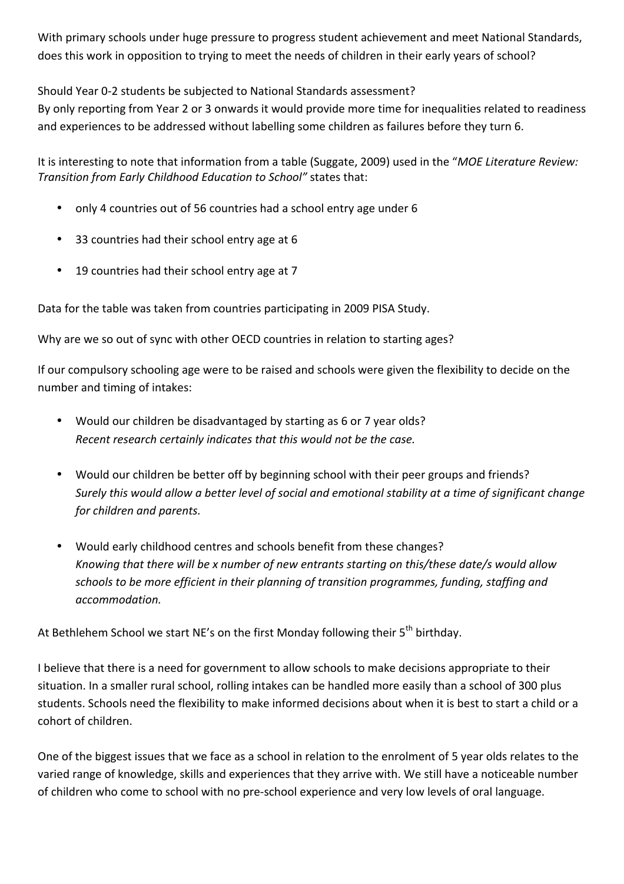With primary schools under huge pressure to progress student achievement and meet National Standards, does this work in opposition to trying to meet the needs of children in their early years of school?

Should Year 0-2 students be subjected to National Standards assessment?
By only reporting from Year 2 or 3 onwards it would provide more time for inequalities related to readiness and experiences to be addressed without labelling some children as failures before they turn 6.

It is interesting to note that information from a table (Suggate, 2009) used in the "*MOE Literature Review: Transition from Early Childhood Education to School"* states that:

- only 4 countries out of 56 countries had a school entry age under 6
- 33 countries had their school entry age at 6
- 19 countries had their school entry age at 7

Data for the table was taken from countries participating in 2009 PISA Study.

Why are we so out of sync with other OECD countries in relation to starting ages?

If our compulsory schooling age were to be raised and schools were given the flexibility to decide on the number and timing of intakes:

- Would our children be disadvantaged by starting as 6 or 7 year olds?
  *Recent research certainly indicates that this would not be the case.*
- Would our children be better off by beginning school with their peer groups and friends?
  *Surely this would allow a better level of social and emotional stability at a time of significant change for children and parents.*
- Would early childhood centres and schools benefit from these changes?
  *Knowing that there will be x number of new entrants starting on this/these date/s would allow schools to be more efficient in their planning of transition programmes, funding, staffing and accommodation.*

At Bethlehem School we start NE's on the first Monday following their 5th birthday.

I believe that there is a need for government to allow schools to make decisions appropriate to their situation. In a smaller rural school, rolling intakes can be handled more easily than a school of 300 plus students. Schools need the flexibility to make informed decisions about when it is best to start a child or a cohort of children.

One of the biggest issues that we face as a school in relation to the enrolment of 5 year olds relates to the varied range of knowledge, skills and experiences that they arrive with. We still have a noticeable number of children who come to school with no pre-school experience and very low levels of oral language.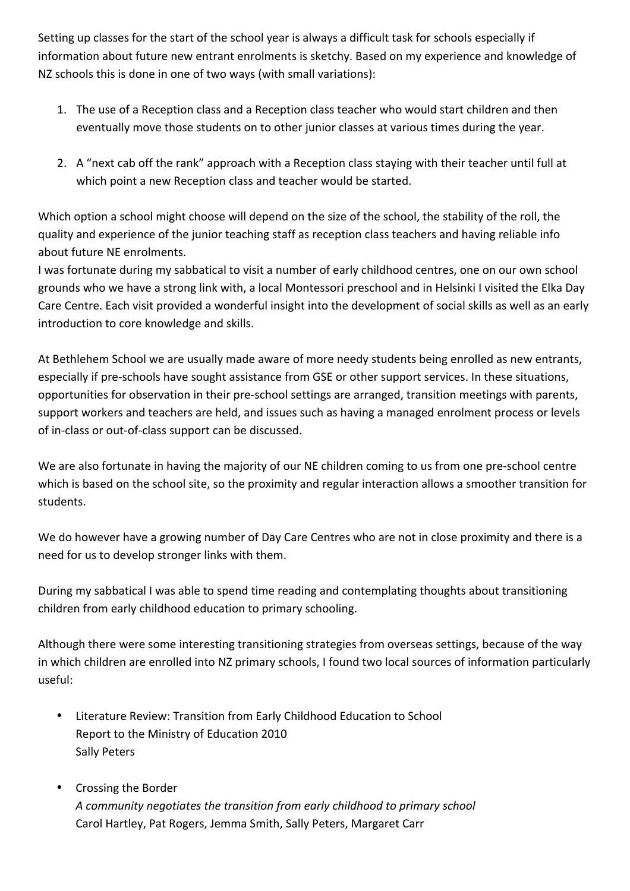Setting up classes for the start of the school year is always a difficult task for schools especially if information about future new entrant enrolments is sketchy. Based on my experience and knowledge of NZ schools this is done in one of two ways (with small variations):

1. The use of a Reception class and a Reception class teacher who would start children and then eventually move those students on to other junior classes at various times during the year.

2. A "next cab off the rank" approach with a Reception class staying with their teacher until full at which point a new Reception class and teacher would be started.

Which option a school might choose will depend on the size of the school, the stability of the roll, the quality and experience of the junior teaching staff as reception class teachers and having reliable info about future NE enrolments.
I was fortunate during my sabbatical to visit a number of early childhood centres, one on our own school grounds who we have a strong link with, a local Montessori preschool and in Helsinki I visited the Elka Day Care Centre. Each visit provided a wonderful insight into the development of social skills as well as an early introduction to core knowledge and skills.

At Bethlehem School we are usually made aware of more needy students being enrolled as new entrants, especially if pre-schools have sought assistance from GSE or other support services. In these situations, opportunities for observation in their pre-school settings are arranged, transition meetings with parents, support workers and teachers are held, and issues such as having a managed enrolment process or levels of in-class or out-of-class support can be discussed.

We are also fortunate in having the majority of our NE children coming to us from one pre-school centre which is based on the school site, so the proximity and regular interaction allows a smoother transition for students.

We do however have a growing number of Day Care Centres who are not in close proximity and there is a need for us to develop stronger links with them.

During my sabbatical I was able to spend time reading and contemplating thoughts about transitioning children from early childhood education to primary schooling.

Although there were some interesting transitioning strategies from overseas settings, because of the way in which children are enrolled into NZ primary schools, I found two local sources of information particularly useful:

- Literature Review: Transition from Early Childhood Education to School
  Report to the Ministry of Education 2010
  Sally Peters

- Crossing the Border
  *A community negotiates the transition from early childhood to primary school*
  Carol Hartley, Pat Rogers, Jemma Smith, Sally Peters, Margaret Carr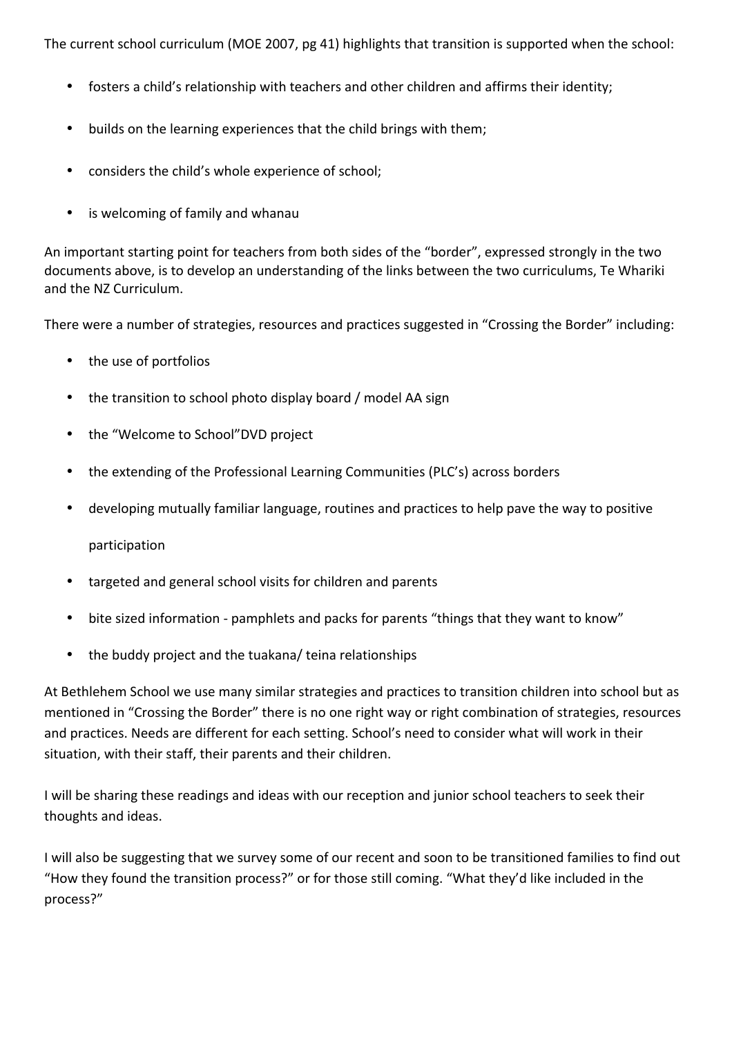The current school curriculum (MOE 2007, pg 41) highlights that transition is supported when the school:

- fosters a child's relationship with teachers and other children and affirms their identity;
- builds on the learning experiences that the child brings with them;
- considers the child's whole experience of school;
- is welcoming of family and whanau

An important starting point for teachers from both sides of the "border", expressed strongly in the two documents above, is to develop an understanding of the links between the two curriculums, Te Whariki and the NZ Curriculum.

There were a number of strategies, resources and practices suggested in "Crossing the Border" including:

- the use of portfolios
- the transition to school photo display board / model AA sign
- the "Welcome to School"DVD project
- the extending of the Professional Learning Communities (PLC's) across borders
- developing mutually familiar language, routines and practices to help pave the way to positive participation
- targeted and general school visits for children and parents
- bite sized information - pamphlets and packs for parents "things that they want to know"
- the buddy project and the tuakana/ teina relationships

At Bethlehem School we use many similar strategies and practices to transition children into school but as mentioned in "Crossing the Border" there is no one right way or right combination of strategies, resources and practices. Needs are different for each setting. School's need to consider what will work in their situation, with their staff, their parents and their children.

I will be sharing these readings and ideas with our reception and junior school teachers to seek their thoughts and ideas.

I will also be suggesting that we survey some of our recent and soon to be transitioned families to find out "How they found the transition process?" or for those still coming. "What they'd like included in the process?"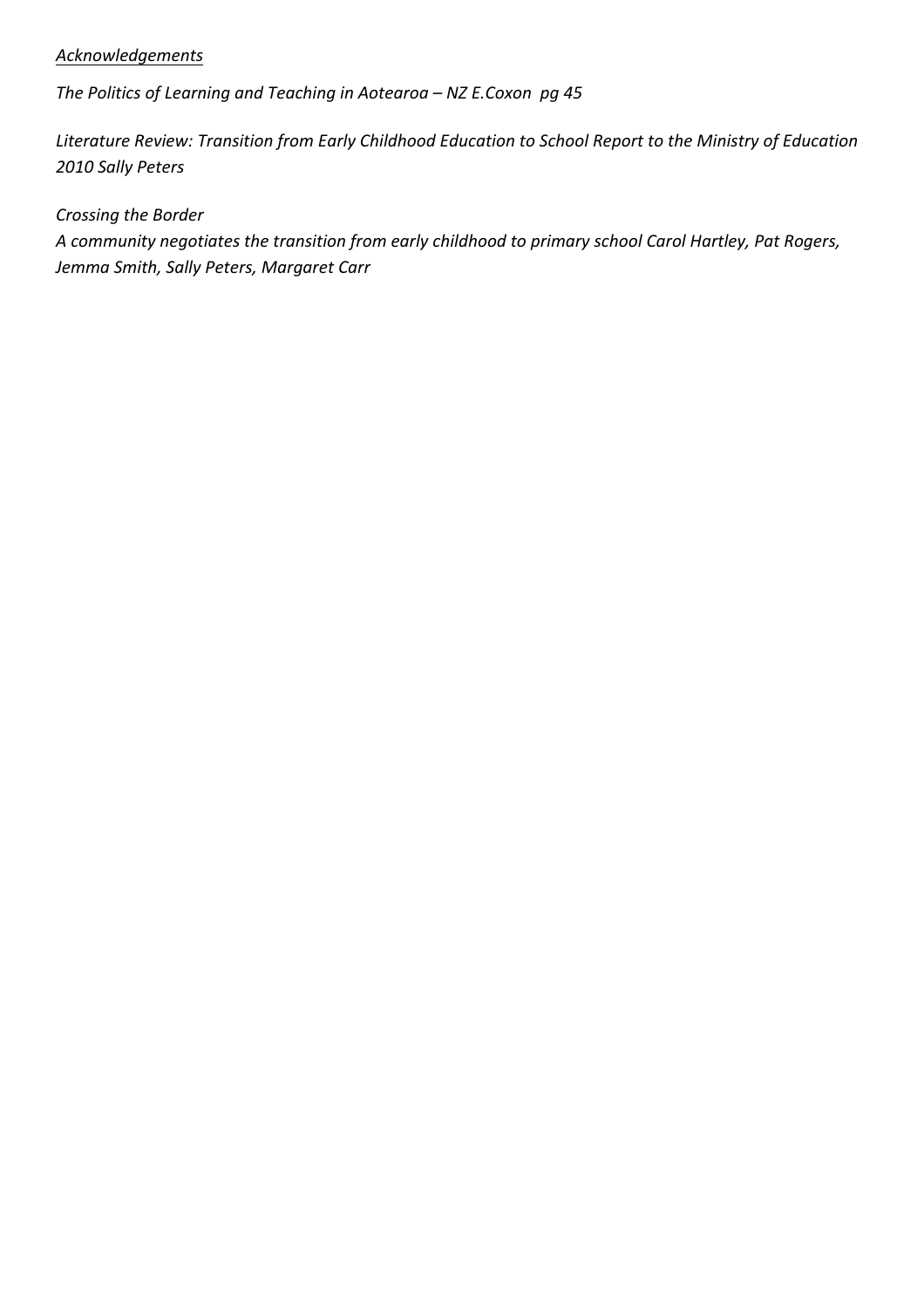*<u>Acknowledgements</u>*

*The Politics of Learning and Teaching in Aotearoa – NZ E.Coxon pg 45*

*Literature Review: Transition from Early Childhood Education to School Report to the Ministry of Education 2010 Sally Peters*

*Crossing the Border*
*A community negotiates the transition from early childhood to primary school Carol Hartley, Pat Rogers, Jemma Smith, Sally Peters, Margaret Carr*